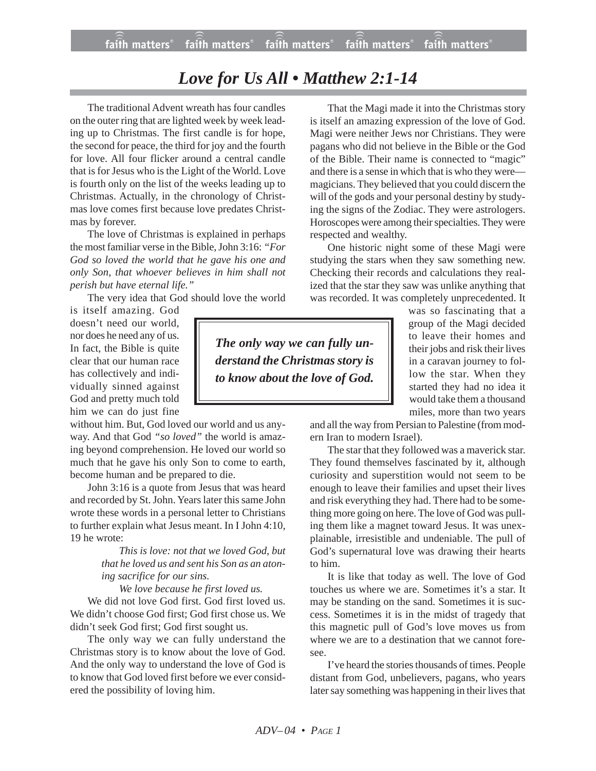# *Love for Us All • Matthew 2:1-14*

The traditional Advent wreath has four candles on the outer ring that are lighted week by week leading up to Christmas. The first candle is for hope, the second for peace, the third for joy and the fourth for love. All four flicker around a central candle that is for Jesus who is the Light of the World. Love is fourth only on the list of the weeks leading up to Christmas. Actually, in the chronology of Christmas love comes first because love predates Christmas by forever.

The love of Christmas is explained in perhaps the most familiar verse in the Bible, John 3:16: *"For God so loved the world that he gave his one and only Son, that whoever believes in him shall not perish but have eternal life."*

The very idea that God should love the world is itself amazing. God doesn't need our world, nor does he need any of us. In fact, the Bible is quite clear that our human race has collectively and individually sinned against God and pretty much told him we can do just fine without him. But, God loved our world and us anyway. And that God *"so loved"* the world is amazing beyond comprehension. He loved our world so much that he gave his only Son to come to earth, become human and be prepared to die.

> ***The only way we can fully understand the Christmas story is to know about the love of God.***

John 3:16 is a quote from Jesus that was heard and recorded by St. John. Years later this same John wrote these words in a personal letter to Christians to further explain what Jesus meant. In I John 4:10, 19 he wrote:

> *This is love: not that we loved God, but that he loved us and sent his Son as an atoning sacrifice for our sins.*
>
> *We love because he first loved us.*

We did not love God first. God first loved us. We didn't choose God first; God first chose us. We didn't seek God first; God first sought us.

The only way we can fully understand the Christmas story is to know about the love of God. And the only way to understand the love of God is to know that God loved first before we ever considered the possibility of loving him.

That the Magi made it into the Christmas story is itself an amazing expression of the love of God. Magi were neither Jews nor Christians. They were pagans who did not believe in the Bible or the God of the Bible. Their name is connected to "magic" and there is a sense in which that is who they were—magicians. They believed that you could discern the will of the gods and your personal destiny by studying the signs of the Zodiac. They were astrologers. Horoscopes were among their specialties. They were respected and wealthy.

One historic night some of these Magi were studying the stars when they saw something new. Checking their records and calculations they realized that the star they saw was unlike anything that was recorded. It was completely unprecedented. It was so fascinating that a group of the Magi decided to leave their homes and their jobs and risk their lives in a caravan journey to follow the star. When they started they had no idea it would take them a thousand miles, more than two years and all the way from Persian to Palestine (from modern Iran to modern Israel).

The star that they followed was a maverick star. They found themselves fascinated by it, although curiosity and superstition would not seem to be enough to leave their families and upset their lives and risk everything they had. There had to be something more going on here. The love of God was pulling them like a magnet toward Jesus. It was unexplainable, irresistible and undeniable. The pull of God's supernatural love was drawing their hearts to him.

It is like that today as well. The love of God touches us where we are. Sometimes it's a star. It may be standing on the sand. Sometimes it is success. Sometimes it is in the midst of tragedy that this magnetic pull of God's love moves us from where we are to a destination that we cannot foresee.

I've heard the stories thousands of times. People distant from God, unbelievers, pagans, who years later say something was happening in their lives that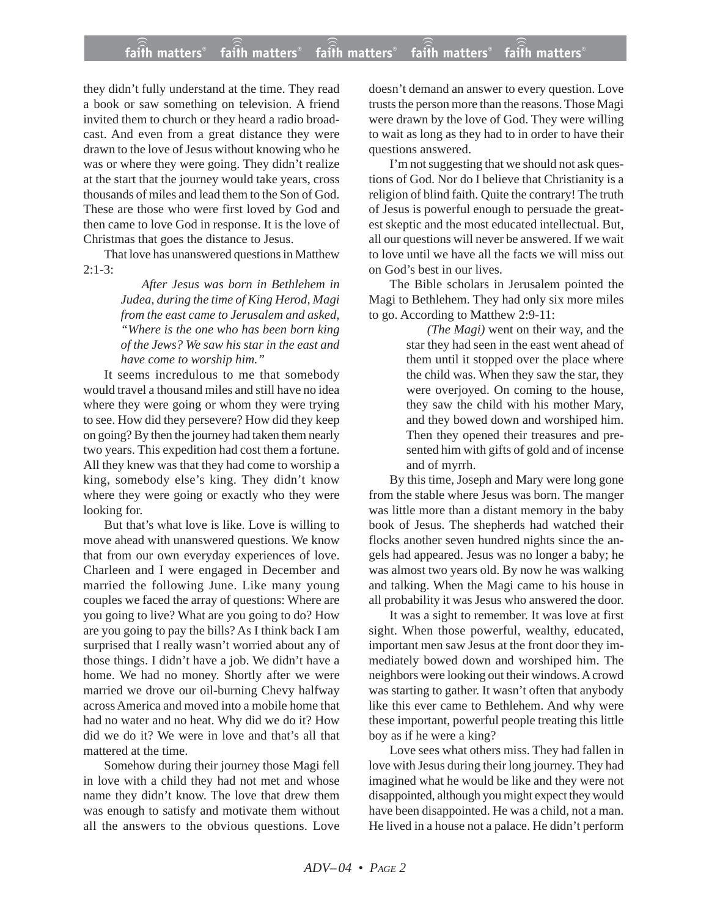they didn't fully understand at the time. They read a book or saw something on television. A friend invited them to church or they heard a radio broadcast. And even from a great distance they were drawn to the love of Jesus without knowing who he was or where they were going. They didn't realize at the start that the journey would take years, cross thousands of miles and lead them to the Son of God. These are those who were first loved by God and then came to love God in response. It is the love of Christmas that goes the distance to Jesus.

That love has unanswered questions in Matthew 2:1-3:

> *After Jesus was born in Bethlehem in Judea, during the time of King Herod, Magi from the east came to Jerusalem and asked, "Where is the one who has been born king of the Jews? We saw his star in the east and have come to worship him."*

It seems incredulous to me that somebody would travel a thousand miles and still have no idea where they were going or whom they were trying to see. How did they persevere? How did they keep on going? By then the journey had taken them nearly two years. This expedition had cost them a fortune. All they knew was that they had come to worship a king, somebody else's king. They didn't know where they were going or exactly who they were looking for.

But that's what love is like. Love is willing to move ahead with unanswered questions. We know that from our own everyday experiences of love. Charleen and I were engaged in December and married the following June. Like many young couples we faced the array of questions: Where are you going to live? What are you going to do? How are you going to pay the bills? As I think back I am surprised that I really wasn't worried about any of those things. I didn't have a job. We didn't have a home. We had no money. Shortly after we were married we drove our oil-burning Chevy halfway across America and moved into a mobile home that had no water and no heat. Why did we do it? How did we do it? We were in love and that's all that mattered at the time.

Somehow during their journey those Magi fell in love with a child they had not met and whose name they didn't know. The love that drew them was enough to satisfy and motivate them without all the answers to the obvious questions. Love doesn't demand an answer to every question. Love trusts the person more than the reasons. Those Magi were drawn by the love of God. They were willing to wait as long as they had to in order to have their questions answered.

I'm not suggesting that we should not ask questions of God. Nor do I believe that Christianity is a religion of blind faith. Quite the contrary! The truth of Jesus is powerful enough to persuade the greatest skeptic and the most educated intellectual. But, all our questions will never be answered. If we wait to love until we have all the facts we will miss out on God's best in our lives.

The Bible scholars in Jerusalem pointed the Magi to Bethlehem. They had only six more miles to go. According to Matthew 2:9-11:

> *(The Magi)* went on their way, and the star they had seen in the east went ahead of them until it stopped over the place where the child was. When they saw the star, they were overjoyed. On coming to the house, they saw the child with his mother Mary, and they bowed down and worshiped him. Then they opened their treasures and presented him with gifts of gold and of incense and of myrrh.

By this time, Joseph and Mary were long gone from the stable where Jesus was born. The manger was little more than a distant memory in the baby book of Jesus. The shepherds had watched their flocks another seven hundred nights since the angels had appeared. Jesus was no longer a baby; he was almost two years old. By now he was walking and talking. When the Magi came to his house in all probability it was Jesus who answered the door.

It was a sight to remember. It was love at first sight. When those powerful, wealthy, educated, important men saw Jesus at the front door they immediately bowed down and worshiped him. The neighbors were looking out their windows. A crowd was starting to gather. It wasn't often that anybody like this ever came to Bethlehem. And why were these important, powerful people treating this little boy as if he were a king?

Love sees what others miss. They had fallen in love with Jesus during their long journey. They had imagined what he would be like and they were not disappointed, although you might expect they would have been disappointed. He was a child, not a man. He lived in a house not a palace. He didn't perform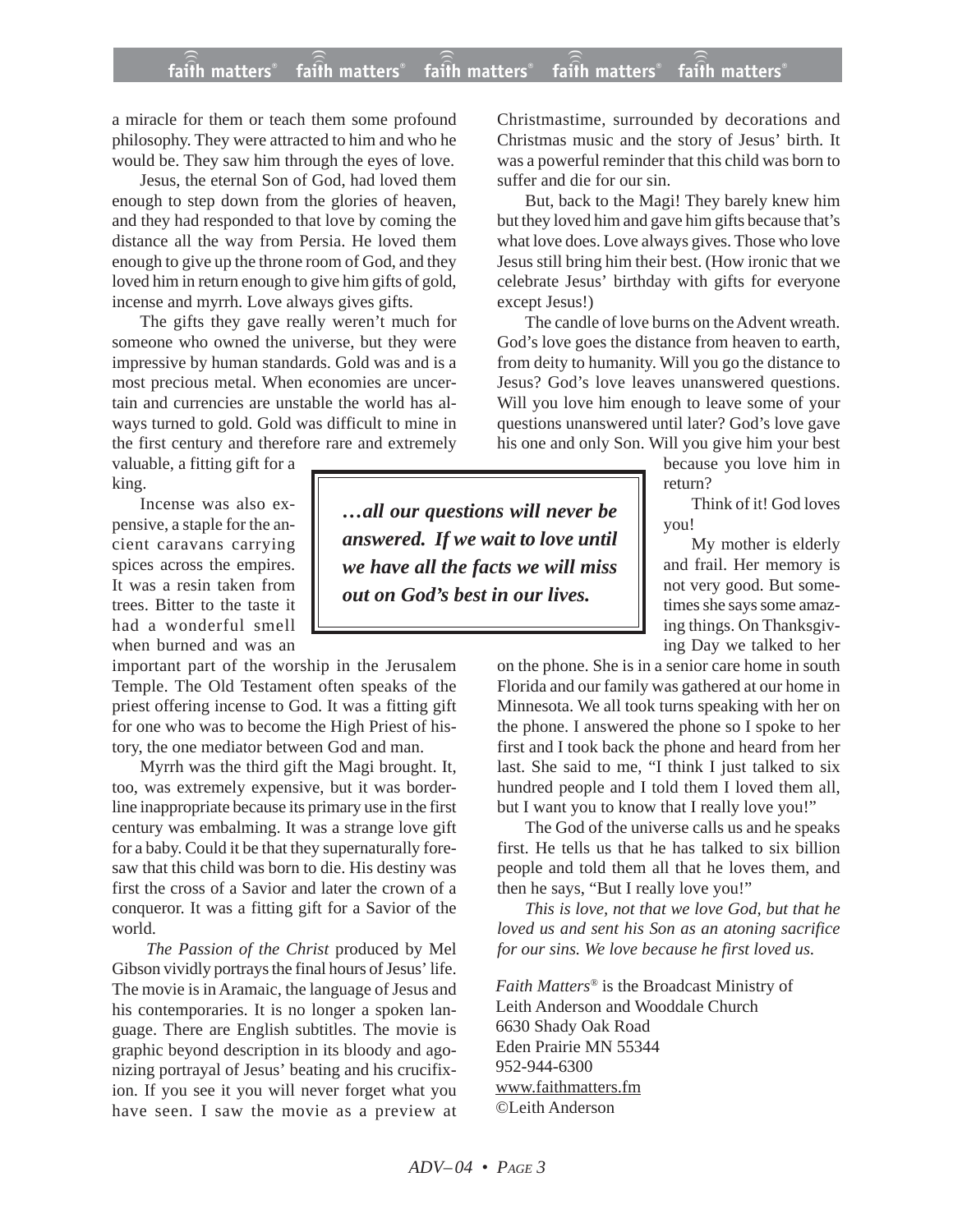a miracle for them or teach them some profound philosophy. They were attracted to him and who he would be. They saw him through the eyes of love.

Jesus, the eternal Son of God, had loved them enough to step down from the glories of heaven, and they had responded to that love by coming the distance all the way from Persia. He loved them enough to give up the throne room of God, and they loved him in return enough to give him gifts of gold, incense and myrrh. Love always gives gifts.

The gifts they gave really weren't much for someone who owned the universe, but they were impressive by human standards. Gold was and is a most precious metal. When economies are uncertain and currencies are unstable the world has always turned to gold. Gold was difficult to mine in the first century and therefore rare and extremely valuable, a fitting gift for a king.

Incense was also expensive, a staple for the ancient caravans carrying spices across the empires. It was a resin taken from trees. Bitter to the taste it had a wonderful smell when burned and was an important part of the worship in the Jerusalem Temple. The Old Testament often speaks of the priest offering incense to God. It was a fitting gift for one who was to become the High Priest of history, the one mediator between God and man.

Myrrh was the third gift the Magi brought. It, too, was extremely expensive, but it was borderline inappropriate because its primary use in the first century was embalming. It was a strange love gift for a baby. Could it be that they supernaturally foresaw that this child was born to die. His destiny was first the cross of a Savior and later the crown of a conqueror. It was a fitting gift for a Savior of the world.

*The Passion of the Christ* produced by Mel Gibson vividly portrays the final hours of Jesus' life. The movie is in Aramaic, the language of Jesus and his contemporaries. It is no longer a spoken language. There are English subtitles. The movie is graphic beyond description in its bloody and agonizing portrayal of Jesus' beating and his crucifixion. If you see it you will never forget what you have seen. I saw the movie as a preview at Christmastime, surrounded by decorations and Christmas music and the story of Jesus' birth. It was a powerful reminder that this child was born to suffer and die for our sin.

But, back to the Magi! They barely knew him but they loved him and gave him gifts because that's what love does. Love always gives. Those who love Jesus still bring him their best. (How ironic that we celebrate Jesus' birthday with gifts for everyone except Jesus!)

The candle of love burns on the Advent wreath. God's love goes the distance from heaven to earth, from deity to humanity. Will you go the distance to Jesus? God's love leaves unanswered questions. Will you love him enough to leave some of your questions unanswered until later? God's love gave his one and only Son. Will you give him your best because you love him in return?

> ***…all our questions will never be answered. If we wait to love until we have all the facts we will miss out on God's best in our lives.***

Think of it! God loves you!

My mother is elderly and frail. Her memory is not very good. But sometimes she says some amazing things. On Thanksgiving Day we talked to her on the phone. She is in a senior care home in south Florida and our family was gathered at our home in Minnesota. We all took turns speaking with her on the phone. I answered the phone so I spoke to her first and I took back the phone and heard from her last. She said to me, "I think I just talked to six hundred people and I told them I loved them all, but I want you to know that I really love you!"

The God of the universe calls us and he speaks first. He tells us that he has talked to six billion people and told them all that he loves them, and then he says, "But I really love you!"

*This is love, not that we love God, but that he loved us and sent his Son as an atoning sacrifice for our sins. We love because he first loved us.*

*Faith Matters*® is the Broadcast Ministry of
Leith Anderson and Wooddale Church
6630 Shady Oak Road
Eden Prairie MN 55344
952-944-6300
www.faithmatters.fm
©Leith Anderson